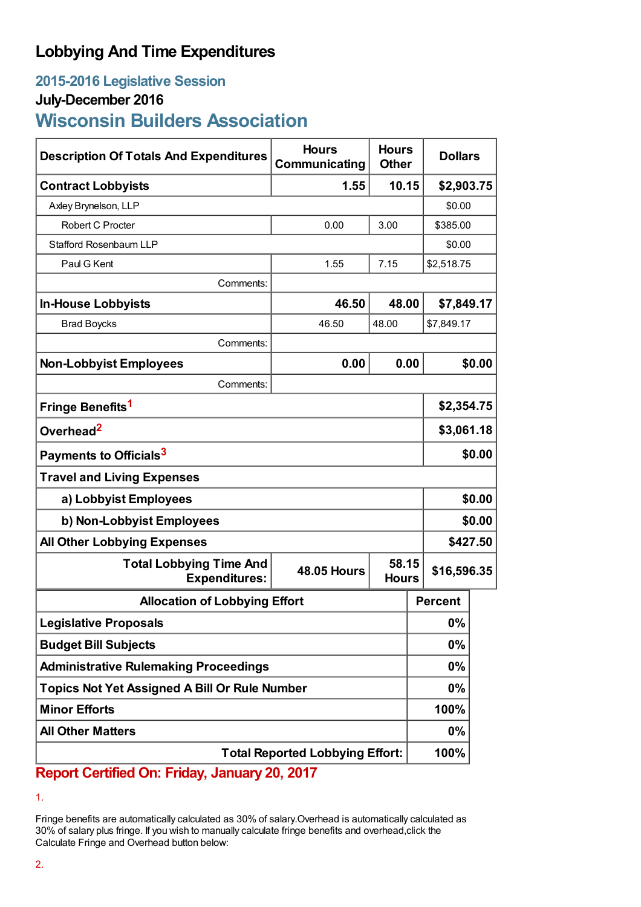# Lobbying And Time Expenditures

## 2015-2016 Legislative Session

### July-December 2016

## Wisconsin Builders Association

| Description Of Totals And Expenditures | Hours Communicating | Hours Other | Dollars |
|---|---|---|---|
| **Contract Lobbyists** | **1.55** | **10.15** | **$2,903.75** |
| Axley Brynelson, LLP | | | $0.00 |
| Robert C Procter | 0.00 | 3.00 | $385.00 |
| Stafford Rosenbaum LLP | | | $0.00 |
| Paul G Kent | 1.55 | 7.15 | $2,518.75 |
| Comments: | | | |
| **In-House Lobbyists** | **46.50** | **48.00** | **$7,849.17** |
| Brad Boycks | 46.50 | 48.00 | $7,849.17 |
| Comments: | | | |
| **Non-Lobbyist Employees** | **0.00** | **0.00** | **$0.00** |
| Comments: | | | |
| **Fringe Benefits**[1] | | | **$2,354.75** |
| **Overhead**[2] | | | **$3,061.18** |
| **Payments to Officials**[3] | | | **$0.00** |
| **Travel and Living Expenses** | | | |
| **a) Lobbyist Employees** | | | **$0.00** |
| **b) Non-Lobbyist Employees** | | | **$0.00** |
| **All Other Lobbying Expenses** | | | **$427.50** |
| **Total Lobbying Time And Expenditures:** | **48.05 Hours** | **58.15 Hours** | **$16,596.35** |

| Allocation of Lobbying Effort | Percent |
|---|---|
| **Legislative Proposals** | **0%** |
| **Budget Bill Subjects** | **0%** |
| **Administrative Rulemaking Proceedings** | **0%** |
| **Topics Not Yet Assigned A Bill Or Rule Number** | **0%** |
| **Minor Efforts** | **100%** |
| **All Other Matters** | **0%** |
| **Total Reported Lobbying Effort:** | **100%** |

**Report Certified On: Friday, January 20, 2017**

1.

Fringe benefits are automatically calculated as 30% of salary.Overhead is automatically calculated as 30% of salary plus fringe. If you wish to manually calculate fringe benefits and overhead,click the Calculate Fringe and Overhead button below:

2.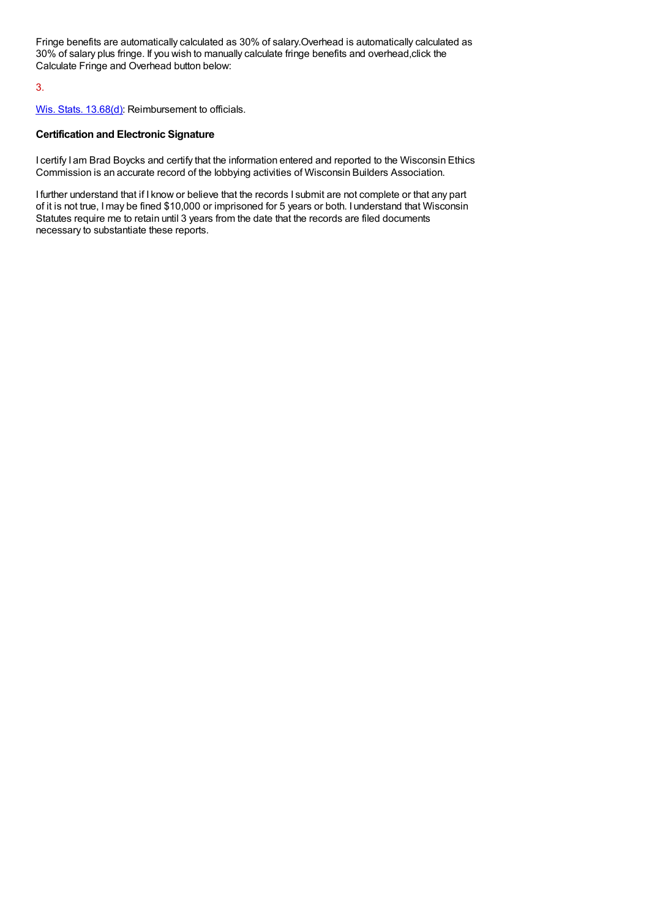Fringe benefits are automatically calculated as 30% of salary.Overhead is automatically calculated as 30% of salary plus fringe. If you wish to manually calculate fringe benefits and overhead,click the Calculate Fringe and Overhead button below:

3.

[Wis. Stats. 13.68(d)](): Reimbursement to officials.

### Certification and Electronic Signature

I certify I am Brad Boycks and certify that the information entered and reported to the Wisconsin Ethics Commission is an accurate record of the lobbying activities of Wisconsin Builders Association.

I further understand that if I know or believe that the records I submit are not complete or that any part of it is not true, I may be fined $10,000 or imprisoned for 5 years or both. I understand that Wisconsin Statutes require me to retain until 3 years from the date that the records are filed documents necessary to substantiate these reports.